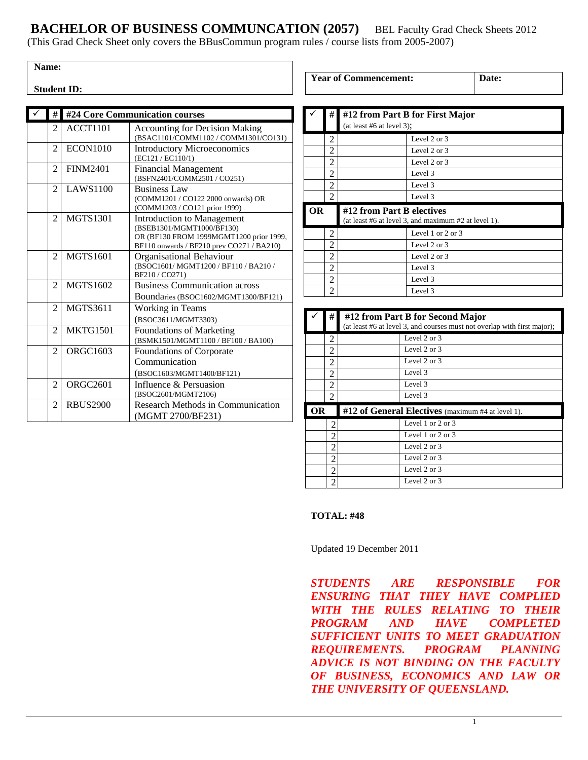# BACHELOR OF BUSINESS COMMUNCATION (2057)

BEL Faculty Grad Check Sheets 2012

(This Grad Check Sheet only covers the BBusCommun program rules / course lists from 2005-2007)

| Name: | |
|---|---|
| Student ID: | |

| Year of Commencement: | Date: |
|---|---|
| | |

| ✓ | # | #24 Core Communication courses | |
|---|---|---|---|
| | 2 | ACCT1101 | Accounting for Decision Making (BSAC1101/COMM1102 / COMM1301/CO131) |
| | 2 | ECON1010 | Introductory Microeconomics (EC121 / EC110/1) |
| | 2 | FINM2401 | Financial Management (BSFN2401/COMM2501 / CO251) |
| | 2 | LAWS1100 | Business Law (COMM1201 / CO122 2000 onwards) OR (COMM1203 / CO121 prior 1999) |
| | 2 | MGTS1301 | Introduction to Management (BSEB1301/MGMT1000/BF130) OR (BF130 FROM 1999MGMT1200 prior 1999, BF110 onwards / BF210 prev CO271 / BA210) |
| | 2 | MGTS1601 | Organisational Behaviour (BSOC1601/ MGMT1200 / BF110 / BA210 / BF210 / CO271) |
| | 2 | MGTS1602 | Business Communication across Boundaries (BSOC1602/MGMT1300/BF121) |
| | 2 | MGTS3611 | Working in Teams (BSOC3611/MGMT3303) |
| | 2 | MKTG1501 | Foundations of Marketing (BSMK1501/MGMT1100 / BF100 / BA100) |
| | 2 | ORGC1603 | Foundations of Corporate Communication (BSOC1603/MGMT1400/BF121) |
| | 2 | ORGC2601 | Influence & Persuasion (BSOC2601/MGMT2106) |
| | 2 | RBUS2900 | Research Methods in Communication (MGMT 2700/BF231) |

| ✓ | # | #12 from Part B for First Major (at least #6 at level 3); | |
|---|---|---|---|
| | 2 | | Level 2 or 3 |
| | 2 | | Level 2 or 3 |
| | 2 | | Level 2 or 3 |
| | 2 | | Level 3 |
| | 2 | | Level 3 |
| | 2 | | Level 3 |
| **OR** | | **#12 from Part B electives** (at least #6 at level 3, and maximum #2 at level 1). | |
| | 2 | | Level 1 or 2 or 3 |
| | 2 | | Level 2 or 3 |
| | 2 | | Level 2 or 3 |
| | 2 | | Level 3 |
| | 2 | | Level 3 |
| | 2 | | Level 3 |

| ✓ | # | #12 from Part B for Second Major (at least #6 at level 3, and courses must not overlap with first major); | |
|---|---|---|---|
| | 2 | | Level 2 or 3 |
| | 2 | | Level 2 or 3 |
| | 2 | | Level 2 or 3 |
| | 2 | | Level 3 |
| | 2 | | Level 3 |
| | 2 | | Level 3 |
| **OR** | | **#12 of General Electives** (maximum #4 at level 1). | |
| | 2 | | Level 1 or 2 or 3 |
| | 2 | | Level 1 or 2 or 3 |
| | 2 | | Level 2 or 3 |
| | 2 | | Level 2 or 3 |
| | 2 | | Level 2 or 3 |
| | 2 | | Level 2 or 3 |

**TOTAL: #48**

Updated 19 December 2011

***STUDENTS ARE RESPONSIBLE FOR ENSURING THAT THEY HAVE COMPLIED WITH THE RULES RELATING TO THEIR PROGRAM AND HAVE COMPLETED SUFFICIENT UNITS TO MEET GRADUATION REQUIREMENTS. PROGRAM PLANNING ADVICE IS NOT BINDING ON THE FACULTY OF BUSINESS, ECONOMICS AND LAW OR THE UNIVERSITY OF QUEENSLAND.***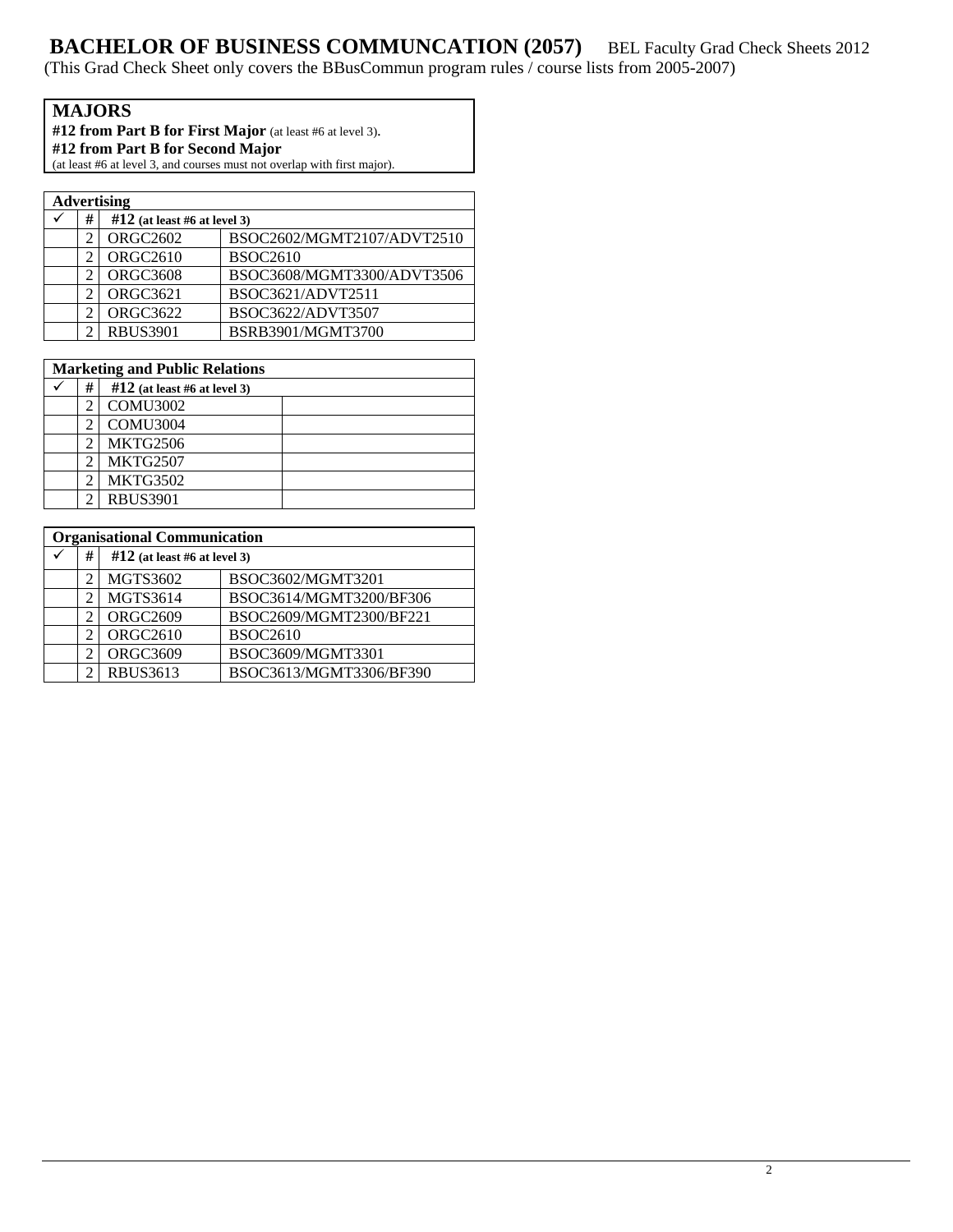# BACHELOR OF BUSINESS COMMUNCATION (2057)

BEL Faculty Grad Check Sheets 2012

(This Grad Check Sheet only covers the BBusCommun program rules / course lists from 2005-2007)

## MAJORS

**#12 from Part B for First Major** (at least #6 at level 3).
**#12 from Part B for Second Major**
(at least #6 at level 3, and courses must not overlap with first major).

| Advertising | | | |
|---|---|---|---|
| ✓ | # | #12 (at least #6 at level 3) | |
| | 2 | ORGC2602 | BSOC2602/MGMT2107/ADVT2510 |
| | 2 | ORGC2610 | BSOC2610 |
| | 2 | ORGC3608 | BSOC3608/MGMT3300/ADVT3506 |
| | 2 | ORGC3621 | BSOC3621/ADVT2511 |
| | 2 | ORGC3622 | BSOC3622/ADVT3507 |
| | 2 | RBUS3901 | BSRB3901/MGMT3700 |

| Marketing and Public Relations | | | |
|---|---|---|---|
| ✓ | # | #12 (at least #6 at level 3) | |
| | 2 | COMU3002 | |
| | 2 | COMU3004 | |
| | 2 | MKTG2506 | |
| | 2 | MKTG2507 | |
| | 2 | MKTG3502 | |
| | 2 | RBUS3901 | |

| Organisational Communication | | | |
|---|---|---|---|
| ✓ | # | #12 (at least #6 at level 3) | |
| | 2 | MGTS3602 | BSOC3602/MGMT3201 |
| | 2 | MGTS3614 | BSOC3614/MGMT3200/BF306 |
| | 2 | ORGC2609 | BSOC2609/MGMT2300/BF221 |
| | 2 | ORGC2610 | BSOC2610 |
| | 2 | ORGC3609 | BSOC3609/MGMT3301 |
| | 2 | RBUS3613 | BSOC3613/MGMT3306/BF390 |